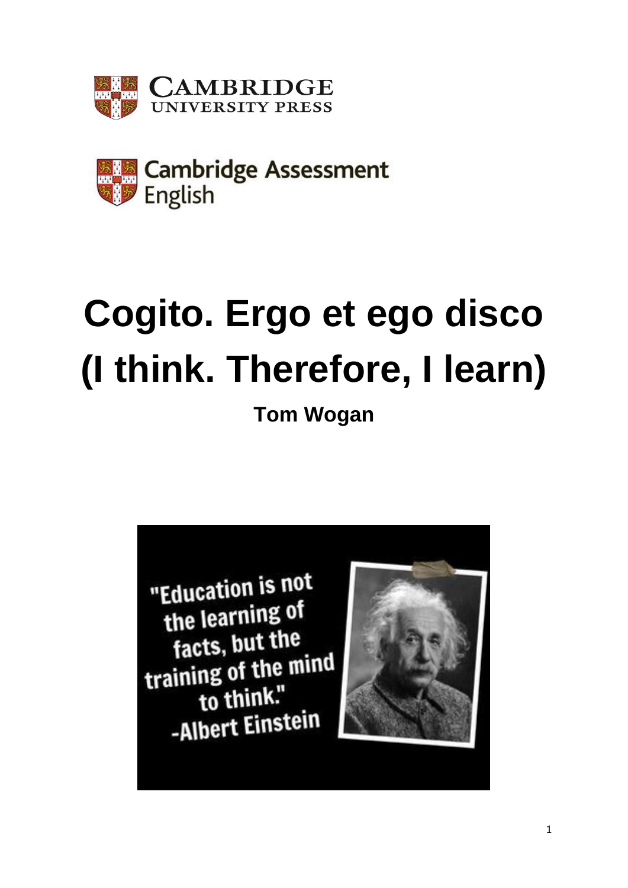Cambridge University Press

Cambridge Assessment English

# Cogito. Ergo et ego disco (I think. Therefore, I learn)

**Tom Wogan**

"Education is not the learning of facts, but the training of the mind to think."
-Albert Einstein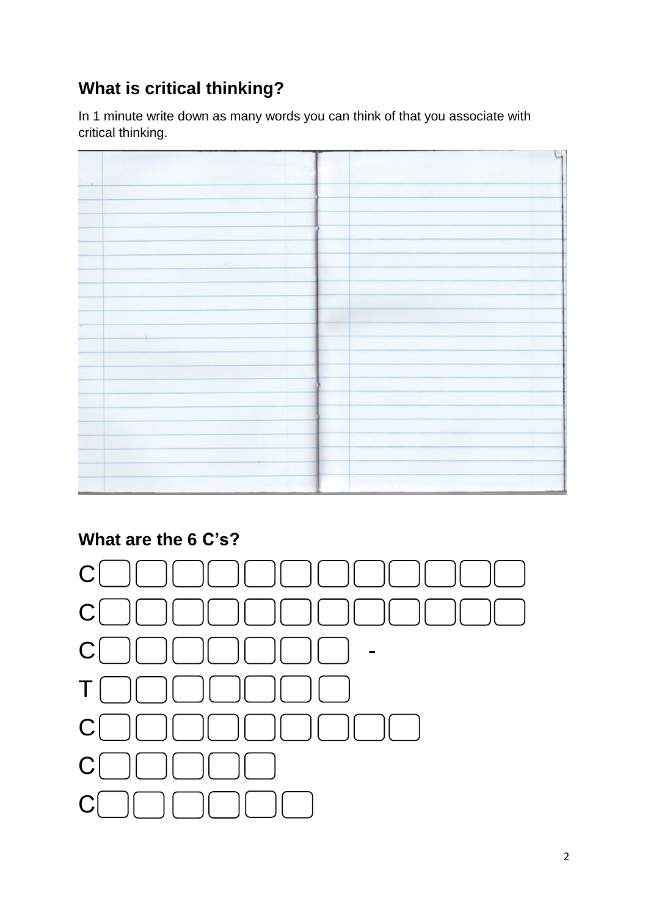## What is critical thinking?

In 1 minute write down as many words you can think of that you associate with critical thinking.

## What are the 6 C's?

C _ _ _ _ _ _ _ _ _ _ _ _

C _ _ _ _ _ _ _ _ _ _ _ _

C _ _ _ _ _ _ _ -

T _ _ _ _ _ _ _

C _ _ _ _ _ _ _ _ _

C _ _ _ _ _

C _ _ _ _ _ _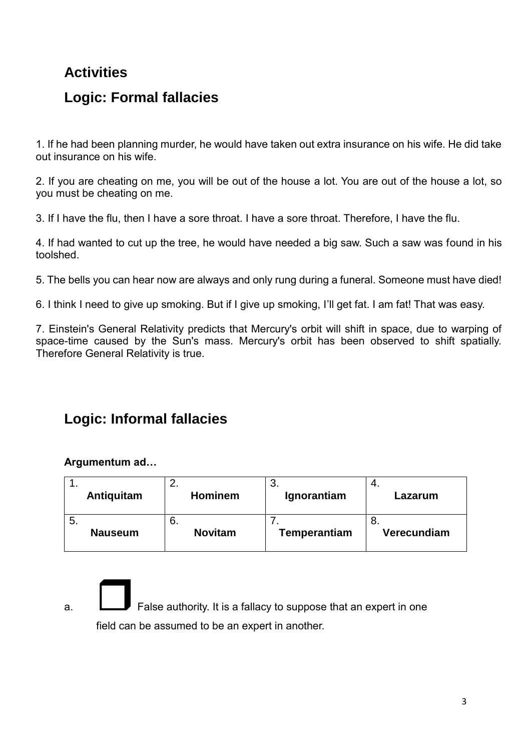## Activities

## Logic: Formal fallacies

1. If he had been planning murder, he would have taken out extra insurance on his wife. He did take out insurance on his wife.

2. If you are cheating on me, you will be out of the house a lot. You are out of the house a lot, so you must be cheating on me.

3. If I have the flu, then I have a sore throat. I have a sore throat. Therefore, I have the flu.

4. If had wanted to cut up the tree, he would have needed a big saw. Such a saw was found in his toolshed.

5. The bells you can hear now are always and only rung during a funeral. Someone must have died!

6. I think I need to give up smoking. But if I give up smoking, I'll get fat. I am fat! That was easy.

7. Einstein's General Relativity predicts that Mercury's orbit will shift in space, due to warping of space-time caused by the Sun's mass. Mercury's orbit has been observed to shift spatially. Therefore General Relativity is true.

## Logic: Informal fallacies

**Argumentum ad…**

| 1. **Antiquitam** | 2. **Hominem** | 3. **Ignorantiam** | 4. **Lazarum** |
|---|---|---|---|
| 5. **Nauseum** | 6. **Novitam** | 7. **Temperantiam** | 8. **Verecundiam** |

a. ❒ False authority. It is a fallacy to suppose that an expert in one field can be assumed to be an expert in another.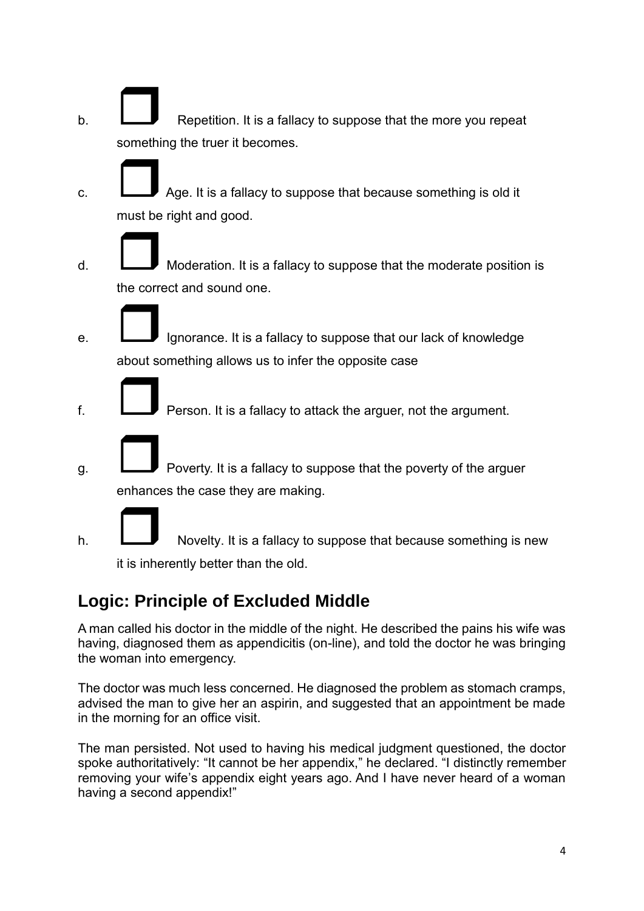b. ❒ Repetition. It is a fallacy to suppose that the more you repeat something the truer it becomes.

c. ❒ Age. It is a fallacy to suppose that because something is old it must be right and good.

d. ❒ Moderation. It is a fallacy to suppose that the moderate position is the correct and sound one.

e. ❒ Ignorance. It is a fallacy to suppose that our lack of knowledge about something allows us to infer the opposite case

f. ❒ Person. It is a fallacy to attack the arguer, not the argument.

g. ❒ Poverty. It is a fallacy to suppose that the poverty of the arguer enhances the case they are making.

h. ❒ Novelty. It is a fallacy to suppose that because something is new it is inherently better than the old.

## Logic: Principle of Excluded Middle

A man called his doctor in the middle of the night. He described the pains his wife was having, diagnosed them as appendicitis (on-line), and told the doctor he was bringing the woman into emergency.

The doctor was much less concerned. He diagnosed the problem as stomach cramps, advised the man to give her an aspirin, and suggested that an appointment be made in the morning for an office visit.

The man persisted. Not used to having his medical judgment questioned, the doctor spoke authoritatively: "It cannot be her appendix," he declared. "I distinctly remember removing your wife's appendix eight years ago. And I have never heard of a woman having a second appendix!"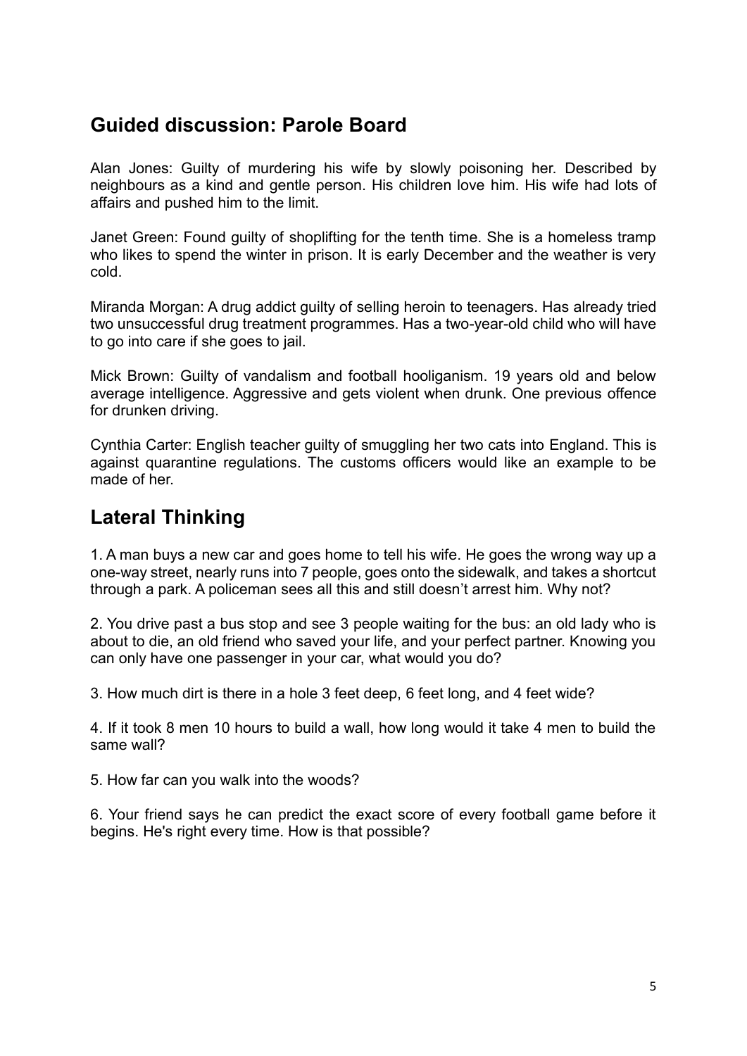## Guided discussion: Parole Board

Alan Jones: Guilty of murdering his wife by slowly poisoning her. Described by neighbours as a kind and gentle person. His children love him. His wife had lots of affairs and pushed him to the limit.

Janet Green: Found guilty of shoplifting for the tenth time. She is a homeless tramp who likes to spend the winter in prison. It is early December and the weather is very cold.

Miranda Morgan: A drug addict guilty of selling heroin to teenagers. Has already tried two unsuccessful drug treatment programmes. Has a two-year-old child who will have to go into care if she goes to jail.

Mick Brown: Guilty of vandalism and football hooliganism. 19 years old and below average intelligence. Aggressive and gets violent when drunk. One previous offence for drunken driving.

Cynthia Carter: English teacher guilty of smuggling her two cats into England. This is against quarantine regulations. The customs officers would like an example to be made of her.

## Lateral Thinking

1. A man buys a new car and goes home to tell his wife. He goes the wrong way up a one-way street, nearly runs into 7 people, goes onto the sidewalk, and takes a shortcut through a park. A policeman sees all this and still doesn't arrest him. Why not?

2. You drive past a bus stop and see 3 people waiting for the bus: an old lady who is about to die, an old friend who saved your life, and your perfect partner. Knowing you can only have one passenger in your car, what would you do?

3. How much dirt is there in a hole 3 feet deep, 6 feet long, and 4 feet wide?

4. If it took 8 men 10 hours to build a wall, how long would it take 4 men to build the same wall?

5. How far can you walk into the woods?

6. Your friend says he can predict the exact score of every football game before it begins. He's right every time. How is that possible?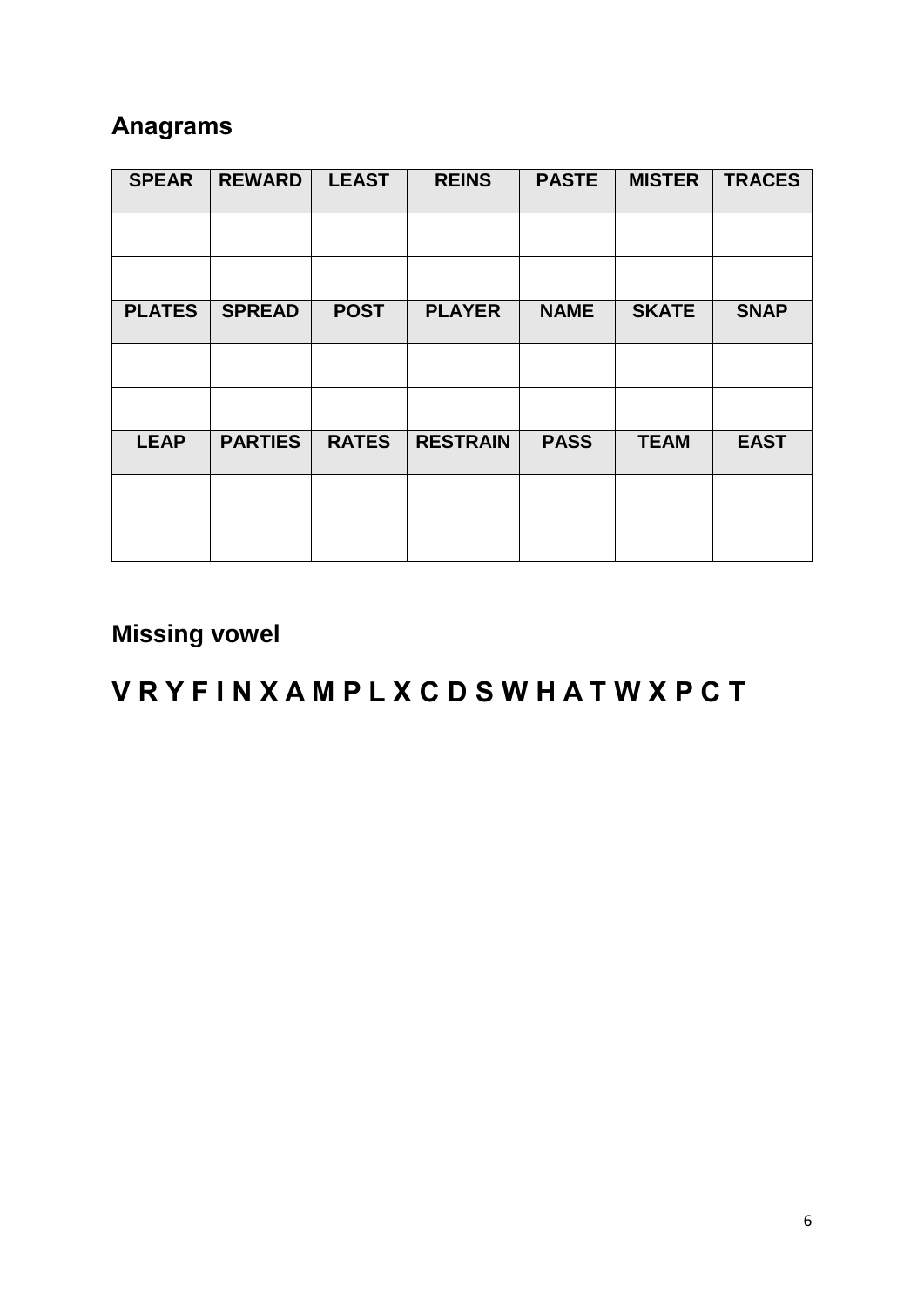## Anagrams

| SPEAR | REWARD | LEAST | REINS | PASTE | MISTER | TRACES |
|---|---|---|---|---|---|---|
| | | | | | | |
| | | | | | | |
| **PLATES** | **SPREAD** | **POST** | **PLAYER** | **NAME** | **SKATE** | **SNAP** |
| | | | | | | |
| | | | | | | |
| **LEAP** | **PARTIES** | **RATES** | **RESTRAIN** | **PASS** | **TEAM** | **EAST** |
| | | | | | | |
| | | | | | | |

## Missing vowel

# V R Y F I N X A M P L X C D S W H A T W X P C T